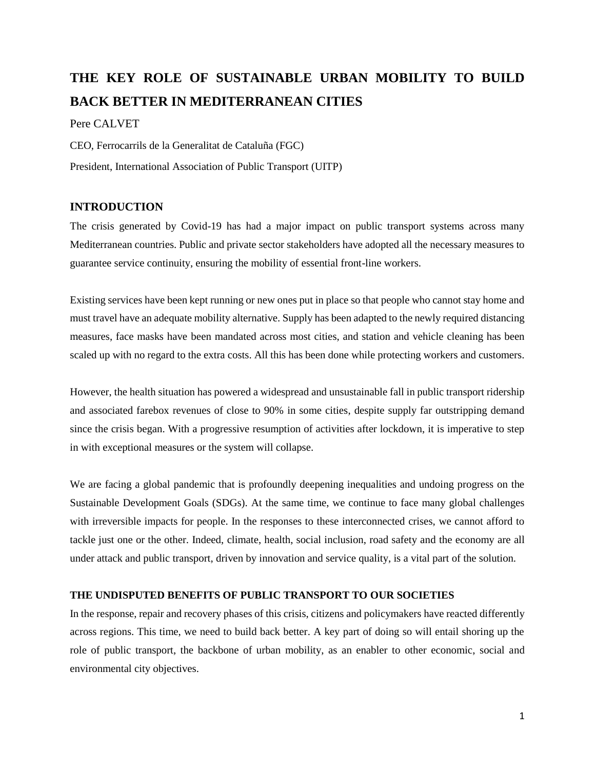# THE KEY ROLE OF SUSTAINABLE URBAN MOBILITY TO BUILD BACK BETTER IN MEDITERRANEAN CITIES

Pere CALVET

CEO, Ferrocarrils de la Generalitat de Cataluña (FGC)

President, International Association of Public Transport (UITP)

## INTRODUCTION

The crisis generated by Covid-19 has had a major impact on public transport systems across many Mediterranean countries. Public and private sector stakeholders have adopted all the necessary measures to guarantee service continuity, ensuring the mobility of essential front-line workers.

Existing services have been kept running or new ones put in place so that people who cannot stay home and must travel have an adequate mobility alternative. Supply has been adapted to the newly required distancing measures, face masks have been mandated across most cities, and station and vehicle cleaning has been scaled up with no regard to the extra costs. All this has been done while protecting workers and customers.

However, the health situation has powered a widespread and unsustainable fall in public transport ridership and associated farebox revenues of close to 90% in some cities, despite supply far outstripping demand since the crisis began. With a progressive resumption of activities after lockdown, it is imperative to step in with exceptional measures or the system will collapse.

We are facing a global pandemic that is profoundly deepening inequalities and undoing progress on the Sustainable Development Goals (SDGs). At the same time, we continue to face many global challenges with irreversible impacts for people. In the responses to these interconnected crises, we cannot afford to tackle just one or the other. Indeed, climate, health, social inclusion, road safety and the economy are all under attack and public transport, driven by innovation and service quality, is a vital part of the solution.

### THE UNDISPUTED BENEFITS OF PUBLIC TRANSPORT TO OUR SOCIETIES

In the response, repair and recovery phases of this crisis, citizens and policymakers have reacted differently across regions. This time, we need to build back better. A key part of doing so will entail shoring up the role of public transport, the backbone of urban mobility, as an enabler to other economic, social and environmental city objectives.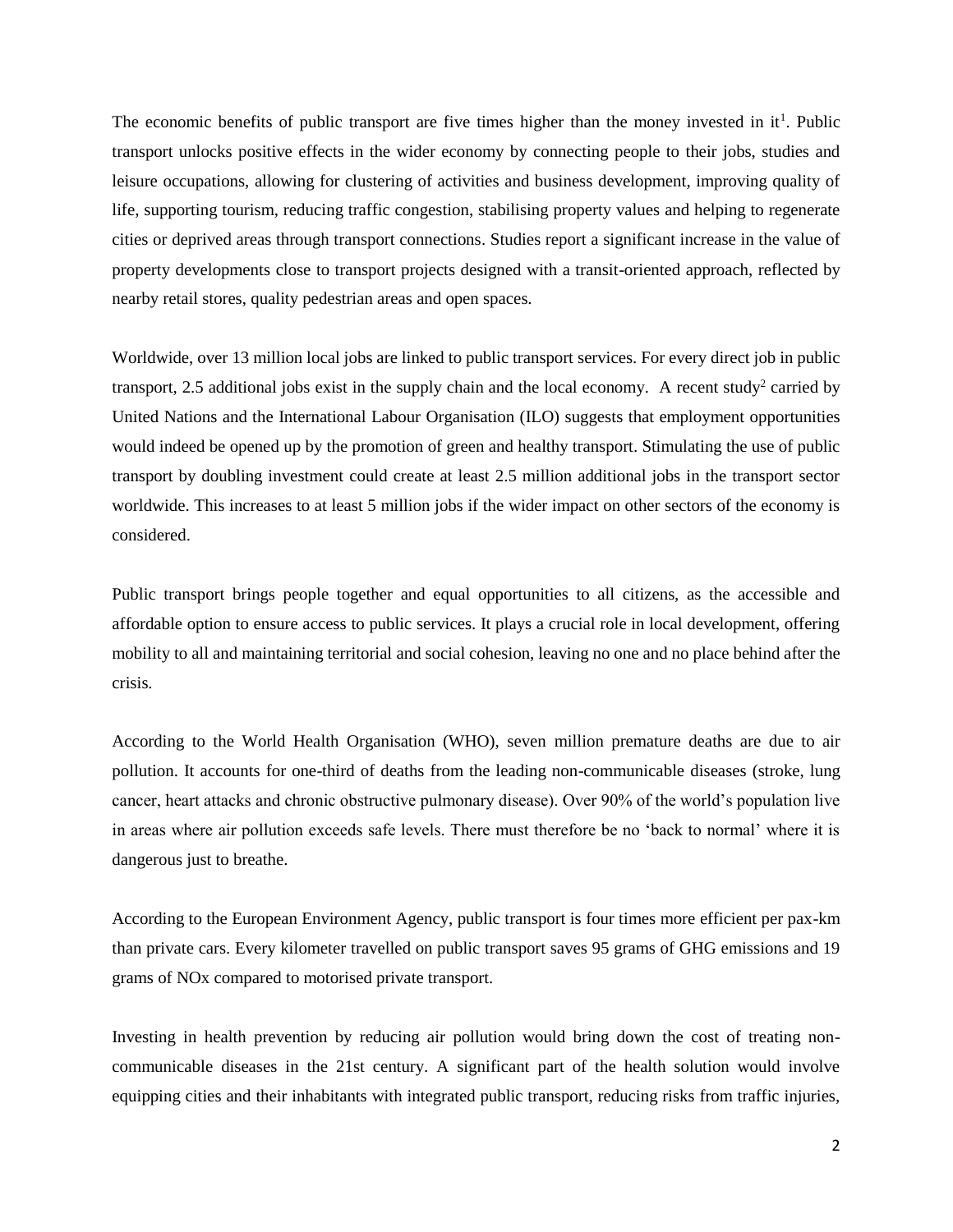The economic benefits of public transport are five times higher than the money invested in it[1]. Public transport unlocks positive effects in the wider economy by connecting people to their jobs, studies and leisure occupations, allowing for clustering of activities and business development, improving quality of life, supporting tourism, reducing traffic congestion, stabilising property values and helping to regenerate cities or deprived areas through transport connections. Studies report a significant increase in the value of property developments close to transport projects designed with a transit-oriented approach, reflected by nearby retail stores, quality pedestrian areas and open spaces.

Worldwide, over 13 million local jobs are linked to public transport services. For every direct job in public transport, 2.5 additional jobs exist in the supply chain and the local economy. A recent study[2] carried by United Nations and the International Labour Organisation (ILO) suggests that employment opportunities would indeed be opened up by the promotion of green and healthy transport. Stimulating the use of public transport by doubling investment could create at least 2.5 million additional jobs in the transport sector worldwide. This increases to at least 5 million jobs if the wider impact on other sectors of the economy is considered.

Public transport brings people together and equal opportunities to all citizens, as the accessible and affordable option to ensure access to public services. It plays a crucial role in local development, offering mobility to all and maintaining territorial and social cohesion, leaving no one and no place behind after the crisis.

According to the World Health Organisation (WHO), seven million premature deaths are due to air pollution. It accounts for one-third of deaths from the leading non-communicable diseases (stroke, lung cancer, heart attacks and chronic obstructive pulmonary disease). Over 90% of the world's population live in areas where air pollution exceeds safe levels. There must therefore be no 'back to normal' where it is dangerous just to breathe.

According to the European Environment Agency, public transport is four times more efficient per pax-km than private cars. Every kilometer travelled on public transport saves 95 grams of GHG emissions and 19 grams of $NO_x$ compared to motorised private transport.

Investing in health prevention by reducing air pollution would bring down the cost of treating non-communicable diseases in the 21st century. A significant part of the health solution would involve equipping cities and their inhabitants with integrated public transport, reducing risks from traffic injuries,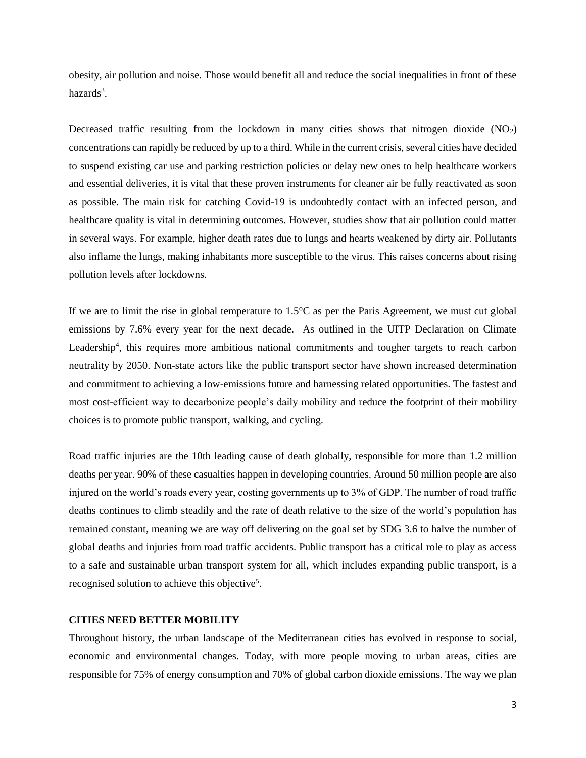obesity, air pollution and noise. Those would benefit all and reduce the social inequalities in front of these hazards[3].

Decreased traffic resulting from the lockdown in many cities shows that nitrogen dioxide ($NO_2$) concentrations can rapidly be reduced by up to a third. While in the current crisis, several cities have decided to suspend existing car use and parking restriction policies or delay new ones to help healthcare workers and essential deliveries, it is vital that these proven instruments for cleaner air be fully reactivated as soon as possible. The main risk for catching Covid-19 is undoubtedly contact with an infected person, and healthcare quality is vital in determining outcomes. However, studies show that air pollution could matter in several ways. For example, higher death rates due to lungs and hearts weakened by dirty air. Pollutants also inflame the lungs, making inhabitants more susceptible to the virus. This raises concerns about rising pollution levels after lockdowns.

If we are to limit the rise in global temperature to 1.5°C as per the Paris Agreement, we must cut global emissions by 7.6% every year for the next decade. As outlined in the UITP Declaration on Climate Leadership[4], this requires more ambitious national commitments and tougher targets to reach carbon neutrality by 2050. Non-state actors like the public transport sector have shown increased determination and commitment to achieving a low-emissions future and harnessing related opportunities. The fastest and most cost-efficient way to decarbonize people's daily mobility and reduce the footprint of their mobility choices is to promote public transport, walking, and cycling.

Road traffic injuries are the 10th leading cause of death globally, responsible for more than 1.2 million deaths per year. 90% of these casualties happen in developing countries. Around 50 million people are also injured on the world's roads every year, costing governments up to 3% of GDP. The number of road traffic deaths continues to climb steadily and the rate of death relative to the size of the world's population has remained constant, meaning we are way off delivering on the goal set by SDG 3.6 to halve the number of global deaths and injuries from road traffic accidents. Public transport has a critical role to play as access to a safe and sustainable urban transport system for all, which includes expanding public transport, is a recognised solution to achieve this objective[5].

**CITIES NEED BETTER MOBILITY**

Throughout history, the urban landscape of the Mediterranean cities has evolved in response to social, economic and environmental changes. Today, with more people moving to urban areas, cities are responsible for 75% of energy consumption and 70% of global carbon dioxide emissions. The way we plan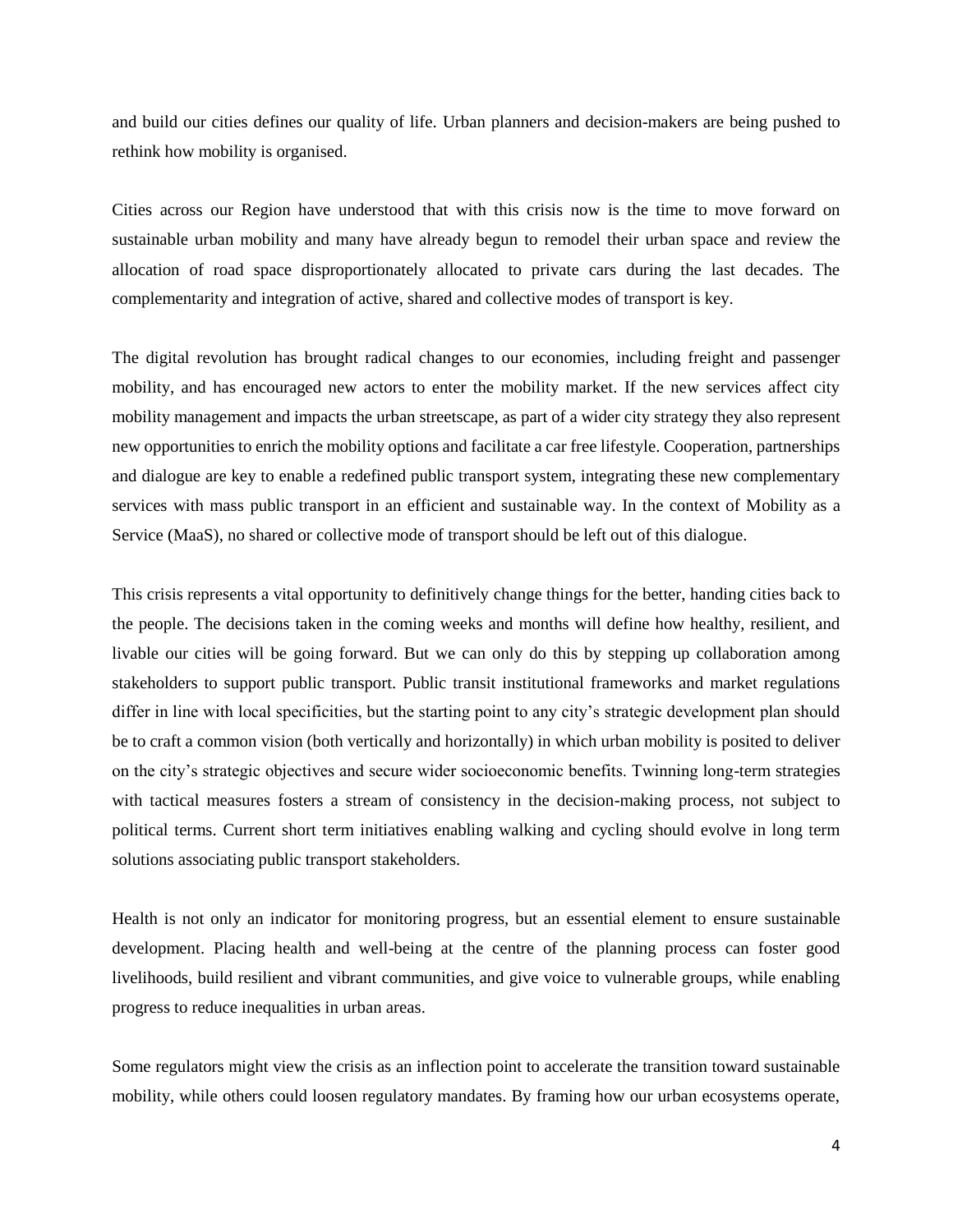and build our cities defines our quality of life. Urban planners and decision-makers are being pushed to rethink how mobility is organised.

Cities across our Region have understood that with this crisis now is the time to move forward on sustainable urban mobility and many have already begun to remodel their urban space and review the allocation of road space disproportionately allocated to private cars during the last decades. The complementarity and integration of active, shared and collective modes of transport is key.

The digital revolution has brought radical changes to our economies, including freight and passenger mobility, and has encouraged new actors to enter the mobility market. If the new services affect city mobility management and impacts the urban streetscape, as part of a wider city strategy they also represent new opportunities to enrich the mobility options and facilitate a car free lifestyle. Cooperation, partnerships and dialogue are key to enable a redefined public transport system, integrating these new complementary services with mass public transport in an efficient and sustainable way. In the context of Mobility as a Service (MaaS), no shared or collective mode of transport should be left out of this dialogue.

This crisis represents a vital opportunity to definitively change things for the better, handing cities back to the people. The decisions taken in the coming weeks and months will define how healthy, resilient, and livable our cities will be going forward. But we can only do this by stepping up collaboration among stakeholders to support public transport. Public transit institutional frameworks and market regulations differ in line with local specificities, but the starting point to any city's strategic development plan should be to craft a common vision (both vertically and horizontally) in which urban mobility is posited to deliver on the city's strategic objectives and secure wider socioeconomic benefits. Twinning long-term strategies with tactical measures fosters a stream of consistency in the decision-making process, not subject to political terms. Current short term initiatives enabling walking and cycling should evolve in long term solutions associating public transport stakeholders.

Health is not only an indicator for monitoring progress, but an essential element to ensure sustainable development. Placing health and well-being at the centre of the planning process can foster good livelihoods, build resilient and vibrant communities, and give voice to vulnerable groups, while enabling progress to reduce inequalities in urban areas.

Some regulators might view the crisis as an inflection point to accelerate the transition toward sustainable mobility, while others could loosen regulatory mandates. By framing how our urban ecosystems operate,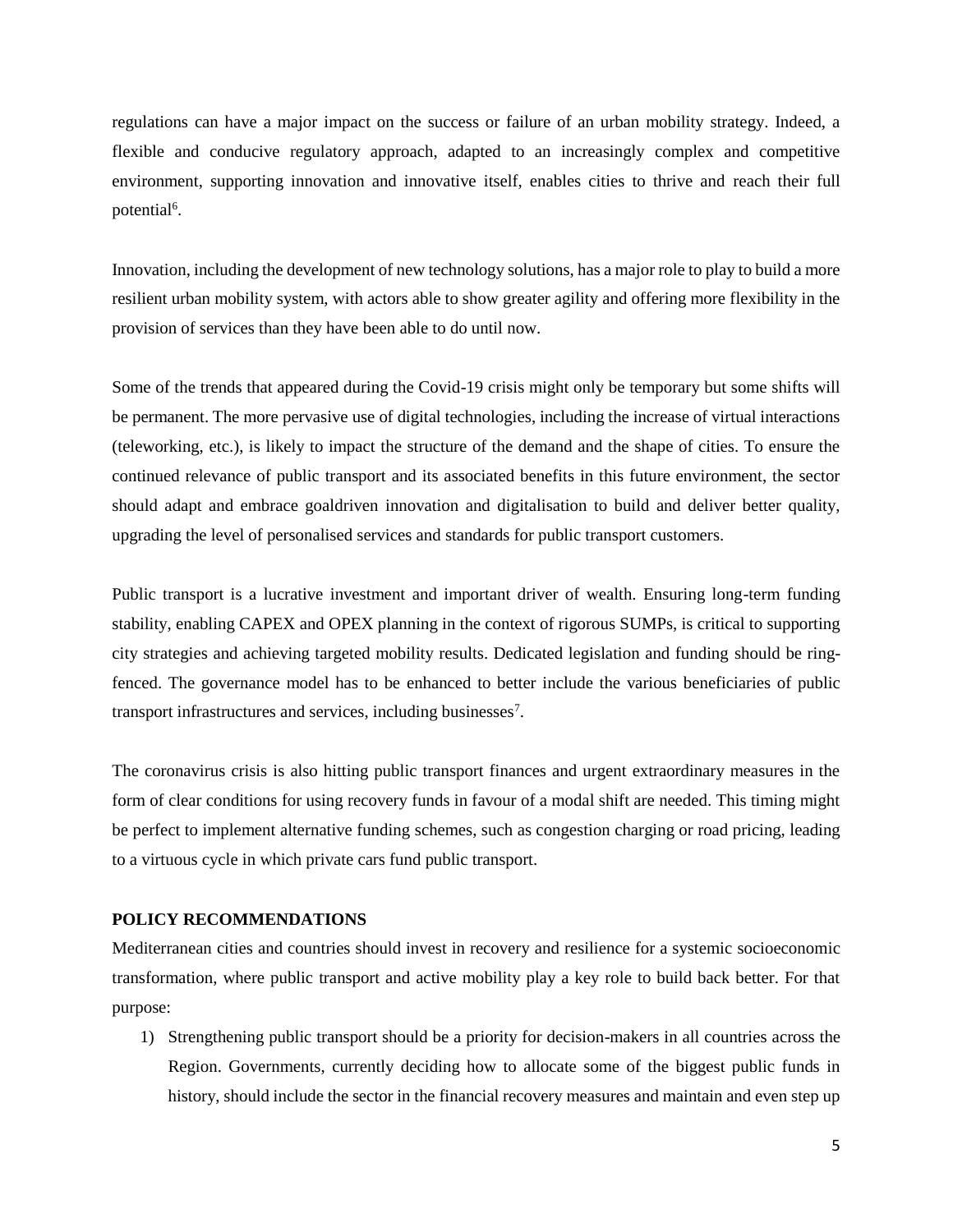regulations can have a major impact on the success or failure of an urban mobility strategy. Indeed, a flexible and conducive regulatory approach, adapted to an increasingly complex and competitive environment, supporting innovation and innovative itself, enables cities to thrive and reach their full potential[6].

Innovation, including the development of new technology solutions, has a major role to play to build a more resilient urban mobility system, with actors able to show greater agility and offering more flexibility in the provision of services than they have been able to do until now.

Some of the trends that appeared during the Covid-19 crisis might only be temporary but some shifts will be permanent. The more pervasive use of digital technologies, including the increase of virtual interactions (teleworking, etc.), is likely to impact the structure of the demand and the shape of cities. To ensure the continued relevance of public transport and its associated benefits in this future environment, the sector should adapt and embrace goaldriven innovation and digitalisation to build and deliver better quality, upgrading the level of personalised services and standards for public transport customers.

Public transport is a lucrative investment and important driver of wealth. Ensuring long-term funding stability, enabling CAPEX and OPEX planning in the context of rigorous SUMPs, is critical to supporting city strategies and achieving targeted mobility results. Dedicated legislation and funding should be ring-fenced. The governance model has to be enhanced to better include the various beneficiaries of public transport infrastructures and services, including businesses[7].

The coronavirus crisis is also hitting public transport finances and urgent extraordinary measures in the form of clear conditions for using recovery funds in favour of a modal shift are needed. This timing might be perfect to implement alternative funding schemes, such as congestion charging or road pricing, leading to a virtuous cycle in which private cars fund public transport.

**POLICY RECOMMENDATIONS**

Mediterranean cities and countries should invest in recovery and resilience for a systemic socioeconomic transformation, where public transport and active mobility play a key role to build back better. For that purpose:

1) Strengthening public transport should be a priority for decision-makers in all countries across the Region. Governments, currently deciding how to allocate some of the biggest public funds in history, should include the sector in the financial recovery measures and maintain and even step up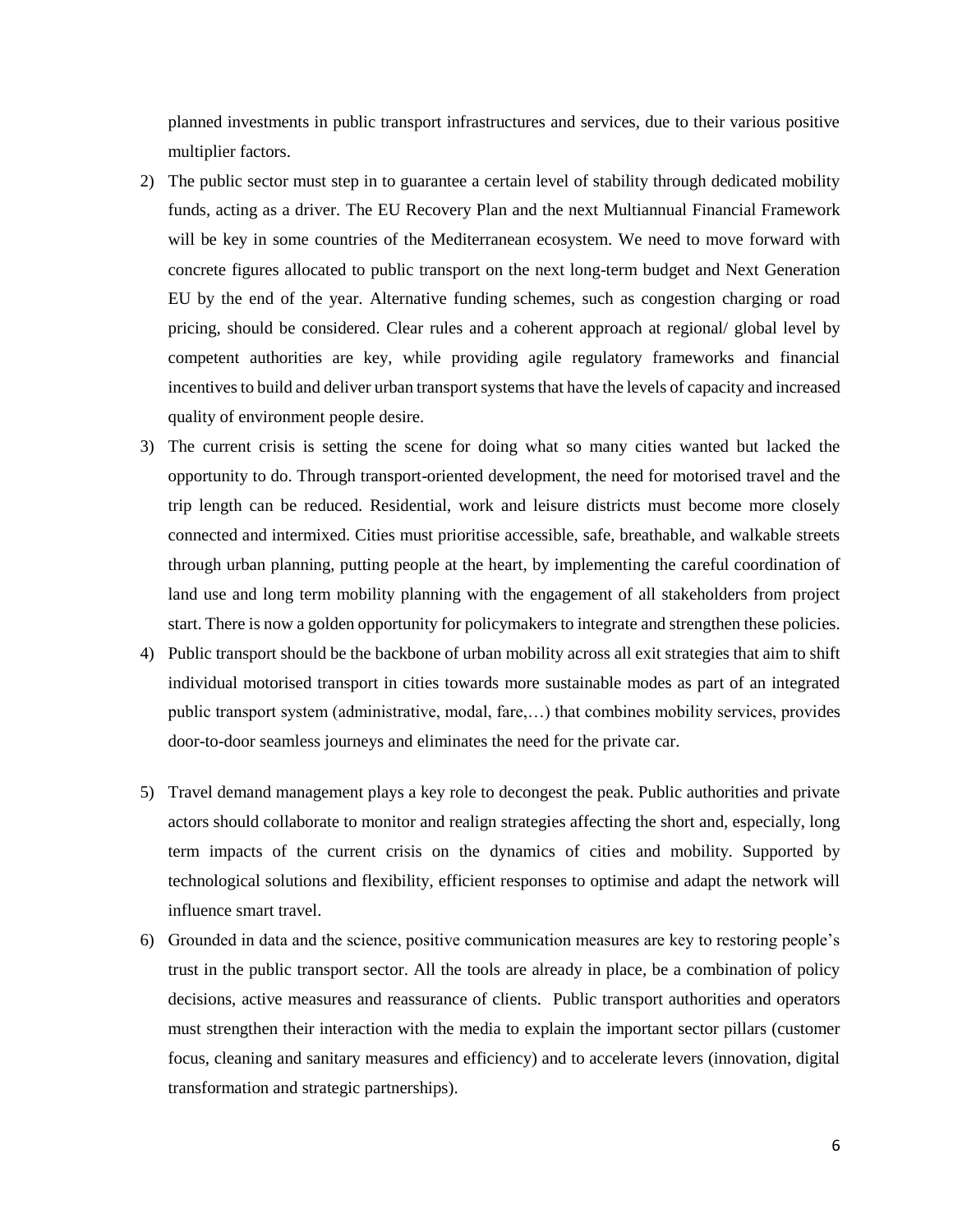planned investments in public transport infrastructures and services, due to their various positive multiplier factors.

2) The public sector must step in to guarantee a certain level of stability through dedicated mobility funds, acting as a driver. The EU Recovery Plan and the next Multiannual Financial Framework will be key in some countries of the Mediterranean ecosystem. We need to move forward with concrete figures allocated to public transport on the next long-term budget and Next Generation EU by the end of the year. Alternative funding schemes, such as congestion charging or road pricing, should be considered. Clear rules and a coherent approach at regional/ global level by competent authorities are key, while providing agile regulatory frameworks and financial incentives to build and deliver urban transport systems that have the levels of capacity and increased quality of environment people desire.
3) The current crisis is setting the scene for doing what so many cities wanted but lacked the opportunity to do. Through transport-oriented development, the need for motorised travel and the trip length can be reduced. Residential, work and leisure districts must become more closely connected and intermixed. Cities must prioritise accessible, safe, breathable, and walkable streets through urban planning, putting people at the heart, by implementing the careful coordination of land use and long term mobility planning with the engagement of all stakeholders from project start. There is now a golden opportunity for policymakers to integrate and strengthen these policies.
4) Public transport should be the backbone of urban mobility across all exit strategies that aim to shift individual motorised transport in cities towards more sustainable modes as part of an integrated public transport system (administrative, modal, fare,…) that combines mobility services, provides door-to-door seamless journeys and eliminates the need for the private car.
5) Travel demand management plays a key role to decongest the peak. Public authorities and private actors should collaborate to monitor and realign strategies affecting the short and, especially, long term impacts of the current crisis on the dynamics of cities and mobility. Supported by technological solutions and flexibility, efficient responses to optimise and adapt the network will influence smart travel.
6) Grounded in data and the science, positive communication measures are key to restoring people's trust in the public transport sector. All the tools are already in place, be a combination of policy decisions, active measures and reassurance of clients. Public transport authorities and operators must strengthen their interaction with the media to explain the important sector pillars (customer focus, cleaning and sanitary measures and efficiency) and to accelerate levers (innovation, digital transformation and strategic partnerships).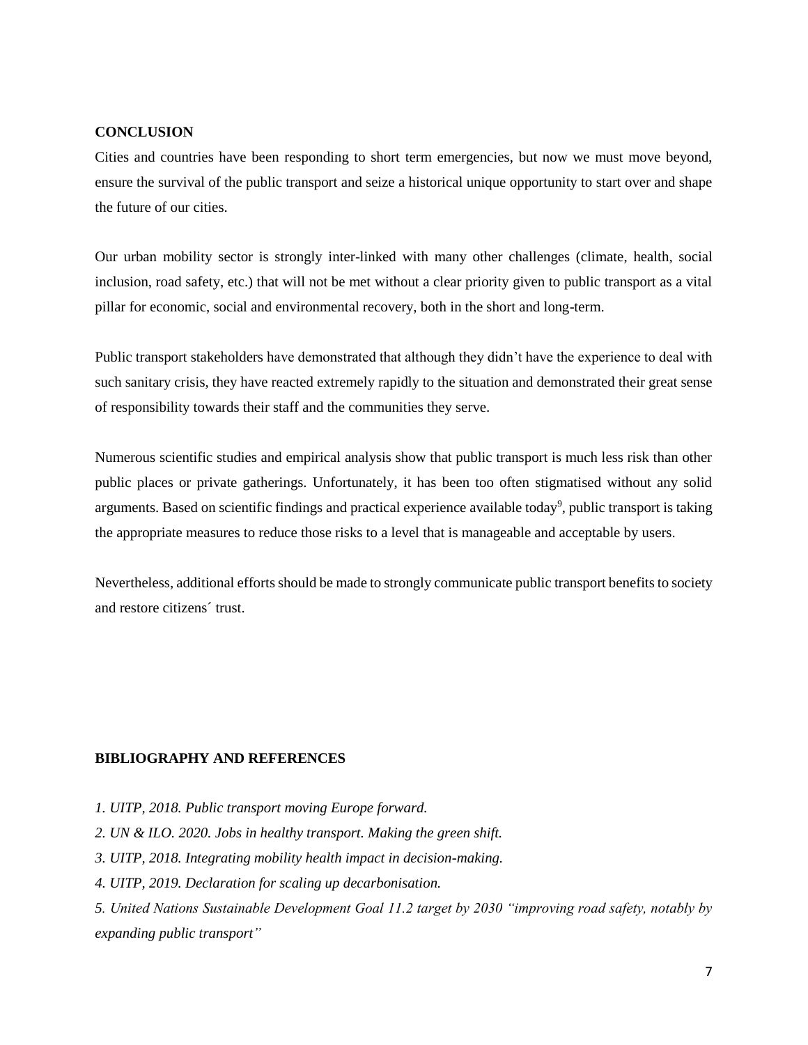## CONCLUSION

Cities and countries have been responding to short term emergencies, but now we must move beyond, ensure the survival of the public transport and seize a historical unique opportunity to start over and shape the future of our cities.

Our urban mobility sector is strongly inter-linked with many other challenges (climate, health, social inclusion, road safety, etc.) that will not be met without a clear priority given to public transport as a vital pillar for economic, social and environmental recovery, both in the short and long-term.

Public transport stakeholders have demonstrated that although they didn't have the experience to deal with such sanitary crisis, they have reacted extremely rapidly to the situation and demonstrated their great sense of responsibility towards their staff and the communities they serve.

Numerous scientific studies and empirical analysis show that public transport is much less risk than other public places or private gatherings. Unfortunately, it has been too often stigmatised without any solid arguments. Based on scientific findings and practical experience available today[9], public transport is taking the appropriate measures to reduce those risks to a level that is manageable and acceptable by users.

Nevertheless, additional efforts should be made to strongly communicate public transport benefits to society and restore citizens´ trust.

## BIBLIOGRAPHY AND REFERENCES

*1. UITP, 2018. Public transport moving Europe forward.*

*2. UN & ILO. 2020. Jobs in healthy transport. Making the green shift.*

*3. UITP, 2018. Integrating mobility health impact in decision-making.*

*4. UITP, 2019. Declaration for scaling up decarbonisation.*

*5. United Nations Sustainable Development Goal 11.2 target by 2030 "improving road safety, notably by expanding public transport"*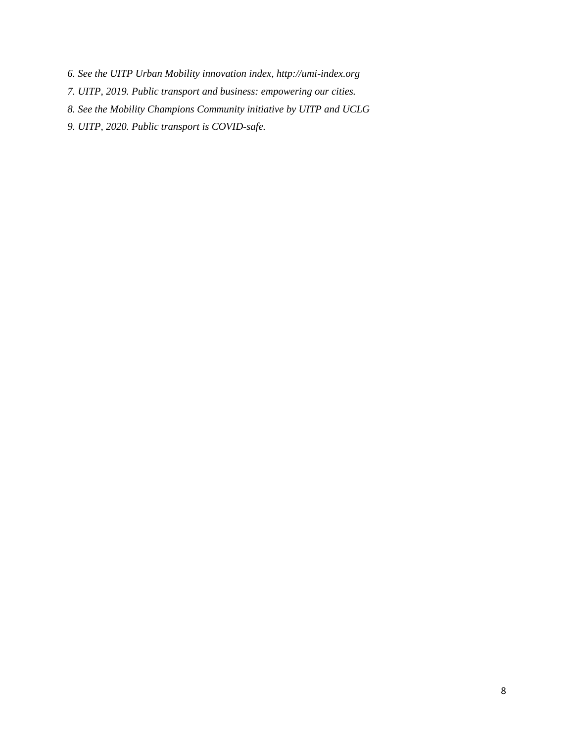*6. See the UITP Urban Mobility innovation index, http://umi-index.org*

*7. UITP, 2019. Public transport and business: empowering our cities.*

*8. See the Mobility Champions Community initiative by UITP and UCLG*

*9. UITP, 2020. Public transport is COVID-safe.*